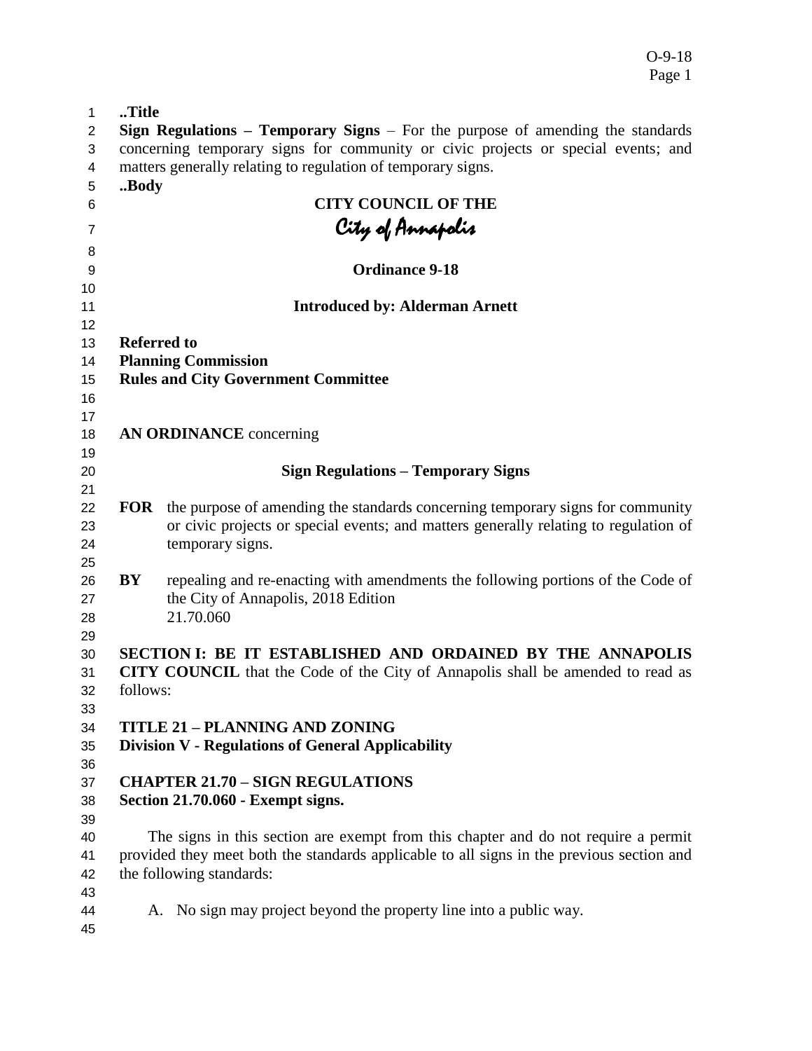..Title

**Sign Regulations – Temporary Signs** – For the purpose of amending the standards concerning temporary signs for community or civic projects or special events; and matters generally relating to regulation of temporary signs.

..Body

**CITY COUNCIL OF THE**

*City of Annapolis*

**Ordinance 9-18**

**Introduced by: Alderman Arnett**

**Referred to**
**Planning Commission**
**Rules and City Government Committee**

**AN ORDINANCE** concerning

**Sign Regulations – Temporary Signs**

**FOR** the purpose of amending the standards concerning temporary signs for community or civic projects or special events; and matters generally relating to regulation of temporary signs.

**BY** repealing and re-enacting with amendments the following portions of the Code of the City of Annapolis, 2018 Edition
21.70.060

**SECTION I: BE IT ESTABLISHED AND ORDAINED BY THE ANNAPOLIS CITY COUNCIL** that the Code of the City of Annapolis shall be amended to read as follows:

**TITLE 21 – PLANNING AND ZONING**
**Division V - Regulations of General Applicability**

**CHAPTER 21.70 – SIGN REGULATIONS**
**Section 21.70.060 - Exempt signs.**

The signs in this section are exempt from this chapter and do not require a permit provided they meet both the standards applicable to all signs in the previous section and the following standards:

A. No sign may project beyond the property line into a public way.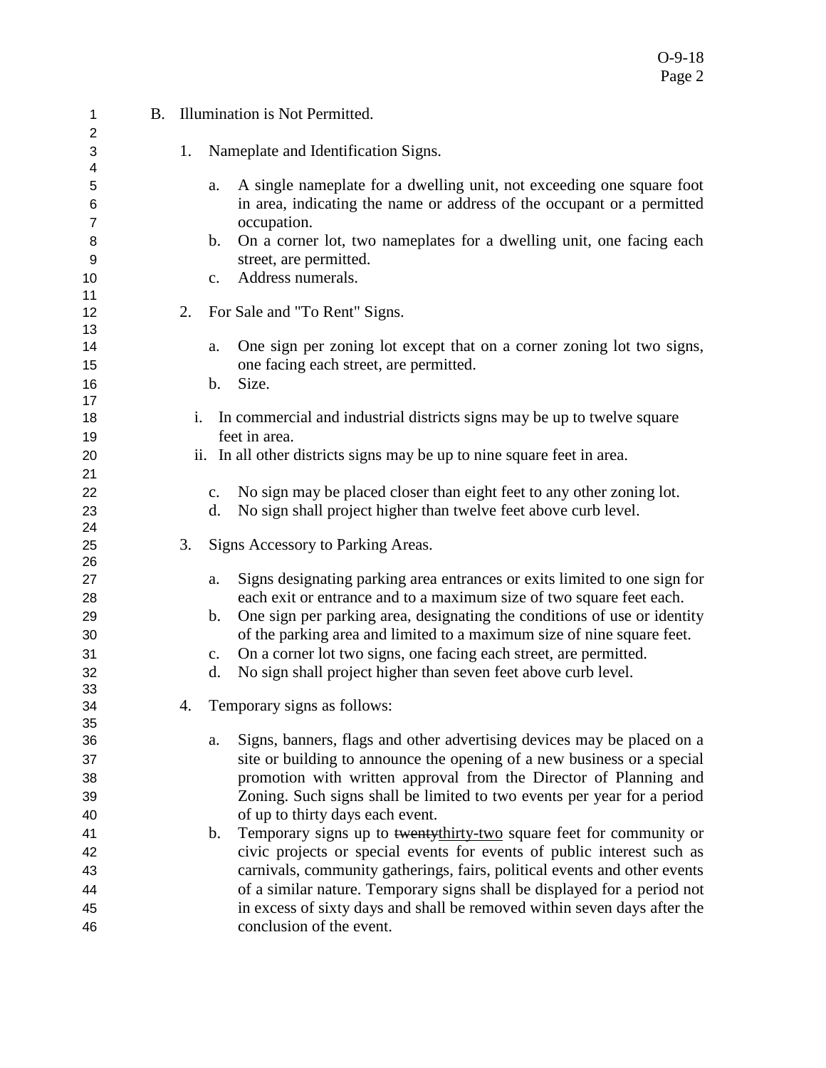B. Illumination is Not Permitted.

1. Nameplate and Identification Signs.

   a. A single nameplate for a dwelling unit, not exceeding one square foot in area, indicating the name or address of the occupant or a permitted occupation.
   b. On a corner lot, two nameplates for a dwelling unit, one facing each street, are permitted.
   c. Address numerals.

2. For Sale and "To Rent" Signs.

   a. One sign per zoning lot except that on a corner zoning lot two signs, one facing each street, are permitted.
   b. Size.

      i. In commercial and industrial districts signs may be up to twelve square feet in area.
      ii. In all other districts signs may be up to nine square feet in area.

   c. No sign may be placed closer than eight feet to any other zoning lot.
   d. No sign shall project higher than twelve feet above curb level.

3. Signs Accessory to Parking Areas.

   a. Signs designating parking area entrances or exits limited to one sign for each exit or entrance and to a maximum size of two square feet each.
   b. One sign per parking area, designating the conditions of use or identity of the parking area and limited to a maximum size of nine square feet.
   c. On a corner lot two signs, one facing each street, are permitted.
   d. No sign shall project higher than seven feet above curb level.

4. Temporary signs as follows:

   a. Signs, banners, flags and other advertising devices may be placed on a site or building to announce the opening of a new business or a special promotion with written approval from the Director of Planning and Zoning. Such signs shall be limited to two events per year for a period of up to thirty days each event.
   b. Temporary signs up to ~~twenty~~<u>thirty-two</u> square feet for community or civic projects or special events for events of public interest such as carnivals, community gatherings, fairs, political events and other events of a similar nature. Temporary signs shall be displayed for a period not in excess of sixty days and shall be removed within seven days after the conclusion of the event.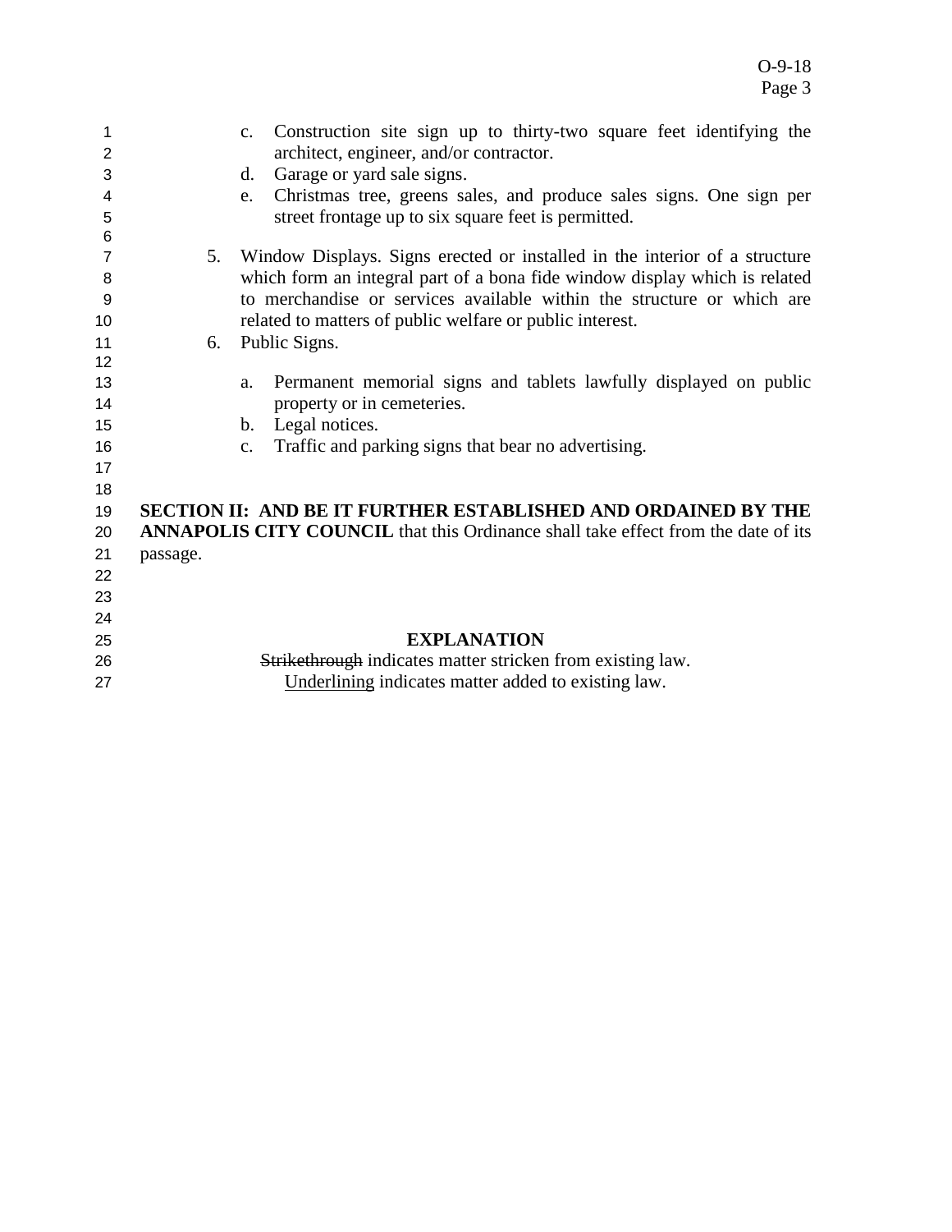c. Construction site sign up to thirty-two square feet identifying the architect, engineer, and/or contractor.
d. Garage or yard sale signs.
e. Christmas tree, greens sales, and produce sales signs. One sign per street frontage up to six square feet is permitted.

5. Window Displays. Signs erected or installed in the interior of a structure which form an integral part of a bona fide window display which is related to merchandise or services available within the structure or which are related to matters of public welfare or public interest.
6. Public Signs.

   a. Permanent memorial signs and tablets lawfully displayed on public property or in cemeteries.
   b. Legal notices.
   c. Traffic and parking signs that bear no advertising.

**SECTION II: AND BE IT FURTHER ESTABLISHED AND ORDAINED BY THE ANNAPOLIS CITY COUNCIL** that this Ordinance shall take effect from the date of its passage.

**EXPLANATION**

~~Strikethrough~~ indicates matter stricken from existing law.

<u>Underlining</u> indicates matter added to existing law.